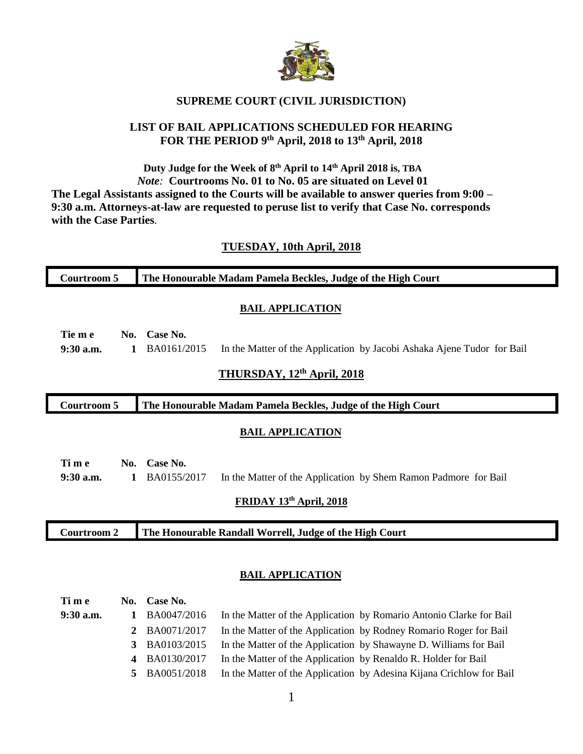**SUPREME COURT (CIVIL JURISDICTION)**

**LIST OF BAIL APPLICATIONS SCHEDULED FOR HEARING FOR THE PERIOD 9th April, 2018 to 13th April, 2018**

**Duty Judge for the Week of 8th April to 14th April 2018 is, TBA**
*Note:* **Courtrooms No. 01 to No. 05 are situated on Level 01**
**The Legal Assistants assigned to the Courts will be available to answer queries from 9:00 – 9:30 a.m. Attorneys-at-law are requested to peruse list to verify that Case No. corresponds with the Case Parties**.

## TUESDAY, 10th April, 2018

| **Courtroom 5** | **The Honourable Madam Pamela Beckles, Judge of the High Court** |
|---|---|

**BAIL APPLICATION**

| Tie m e | No. | Case No. | |
|---|---|---|---|
| **9:30 a.m.** | **1** | BA0161/2015 | In the Matter of the Application by Jacobi Ashaka Ajene Tudor for Bail |

## THURSDAY, 12th April, 2018

| **Courtroom 5** | **The Honourable Madam Pamela Beckles, Judge of the High Court** |
|---|---|

**BAIL APPLICATION**

| Ti m e | No. | Case No. | |
|---|---|---|---|
| **9:30 a.m.** | **1** | BA0155/2017 | In the Matter of the Application by Shem Ramon Padmore for Bail |

## FRIDAY 13th April, 2018

| **Courtroom 2** | **The Honourable Randall Worrell, Judge of the High Court** |
|---|---|

**BAIL APPLICATION**

| Ti m e | No. | Case No. | |
|---|---|---|---|
| **9:30 a.m.** | **1** | BA0047/2016 | In the Matter of the Application by Romario Antonio Clarke for Bail |
| | **2** | BA0071/2017 | In the Matter of the Application by Rodney Romario Roger for Bail |
| | **3** | BA0103/2015 | In the Matter of the Application by Shawayne D. Williams for Bail |
| | **4** | BA0130/2017 | In the Matter of the Application by Renaldo R. Holder for Bail |
| | **5** | BA0051/2018 | In the Matter of the Application by Adesina Kijana Crichlow for Bail |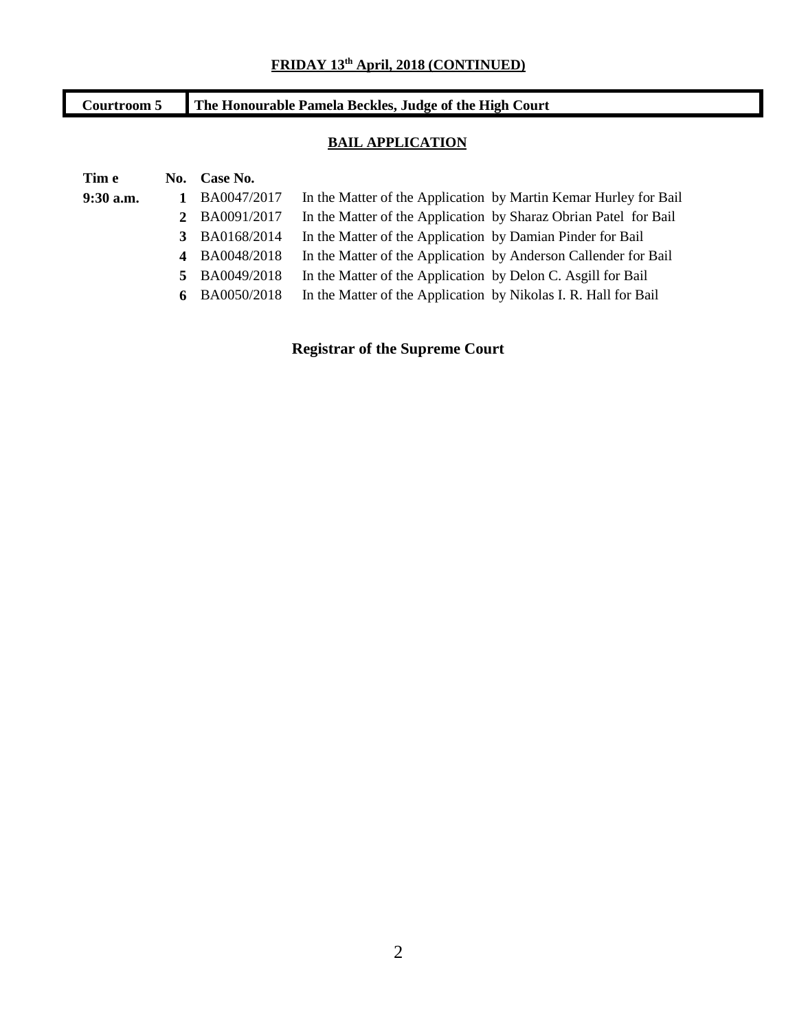**FRIDAY 13th April, 2018 (CONTINUED)**

| | |
|---|---|
| **Courtroom 5** | **The Honourable Pamela Beckles, Judge of the High Court** |

## BAIL APPLICATION

| Tim e | No. | Case No. | |
|---|---|---|---|
| **9:30 a.m.** | **1** | BA0047/2017 | In the Matter of the Application by Martin Kemar Hurley for Bail |
| | **2** | BA0091/2017 | In the Matter of the Application by Sharaz Obrian Patel for Bail |
| | **3** | BA0168/2014 | In the Matter of the Application by Damian Pinder for Bail |
| | **4** | BA0048/2018 | In the Matter of the Application by Anderson Callender for Bail |
| | **5** | BA0049/2018 | In the Matter of the Application by Delon C. Asgill for Bail |
| | **6** | BA0050/2018 | In the Matter of the Application by Nikolas I. R. Hall for Bail |

**Registrar of the Supreme Court**